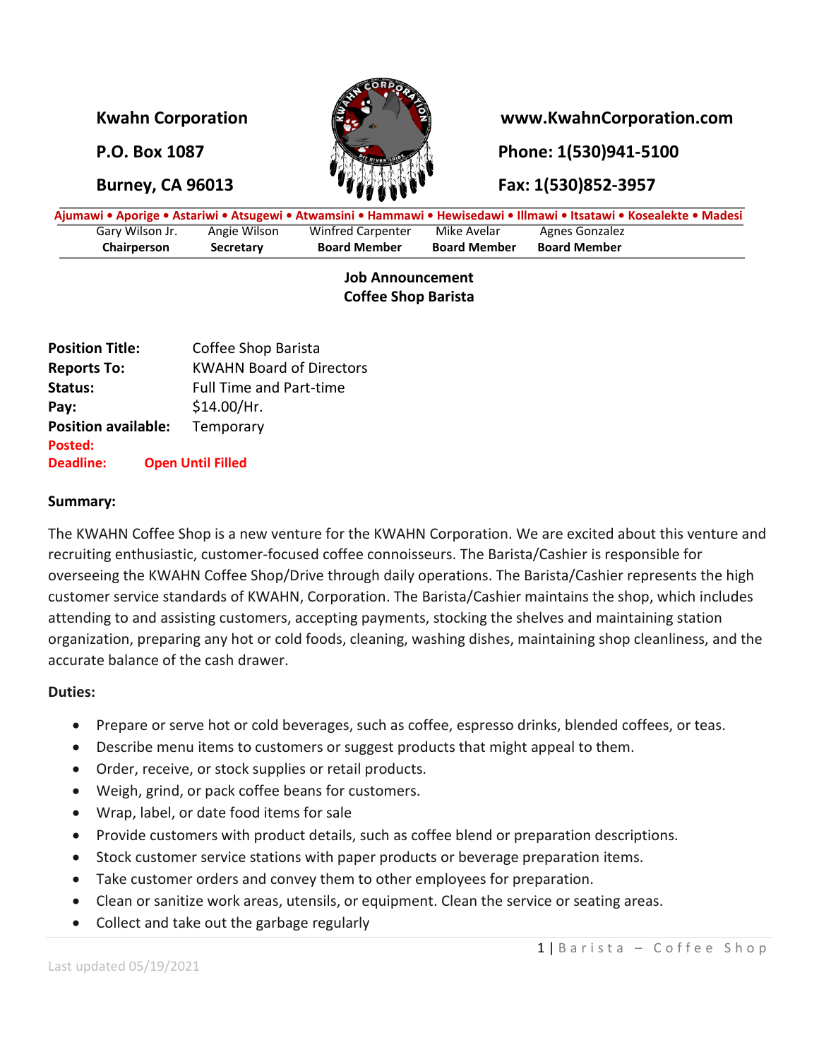**Kwahn Corporation**

**P.O. Box 1087**

**Burney, CA 96013**

**www.KwahnCorporation.com**

**Phone: 1(530)941-5100**

**Fax: 1(530)852-3957**

**Ajumawi • Aporige • Astariwi • Atsugewi • Atwamsini • Hammawi • Hewisedawi • Illmawi • Itsatawi • Kosealekte • Madesi**

| Gary Wilson Jr. | Angie Wilson | Winfred Carpenter | Mike Avelar | Agnes Gonzalez |
|---|---|---|---|---|
| **Chairperson** | **Secretary** | **Board Member** | **Board Member** | **Board Member** |

## Job Announcement
## Coffee Shop Barista

**Position Title:** Coffee Shop Barista
**Reports To:** KWAHN Board of Directors
**Status:** Full Time and Part-time
**Pay:** $14.00/Hr.
**Position available:** Temporary
**Posted:**
**Deadline:** **Open Until Filled**

### Summary:

The KWAHN Coffee Shop is a new venture for the KWAHN Corporation. We are excited about this venture and recruiting enthusiastic, customer-focused coffee connoisseurs. The Barista/Cashier is responsible for overseeing the KWAHN Coffee Shop/Drive through daily operations. The Barista/Cashier represents the high customer service standards of KWAHN, Corporation. The Barista/Cashier maintains the shop, which includes attending to and assisting customers, accepting payments, stocking the shelves and maintaining station organization, preparing any hot or cold foods, cleaning, washing dishes, maintaining shop cleanliness, and the accurate balance of the cash drawer.

### Duties:

- Prepare or serve hot or cold beverages, such as coffee, espresso drinks, blended coffees, or teas.
- Describe menu items to customers or suggest products that might appeal to them.
- Order, receive, or stock supplies or retail products.
- Weigh, grind, or pack coffee beans for customers.
- Wrap, label, or date food items for sale
- Provide customers with product details, such as coffee blend or preparation descriptions.
- Stock customer service stations with paper products or beverage preparation items.
- Take customer orders and convey them to other employees for preparation.
- Clean or sanitize work areas, utensils, or equipment. Clean the service or seating areas.
- Collect and take out the garbage regularly

Last updated 05/19/2021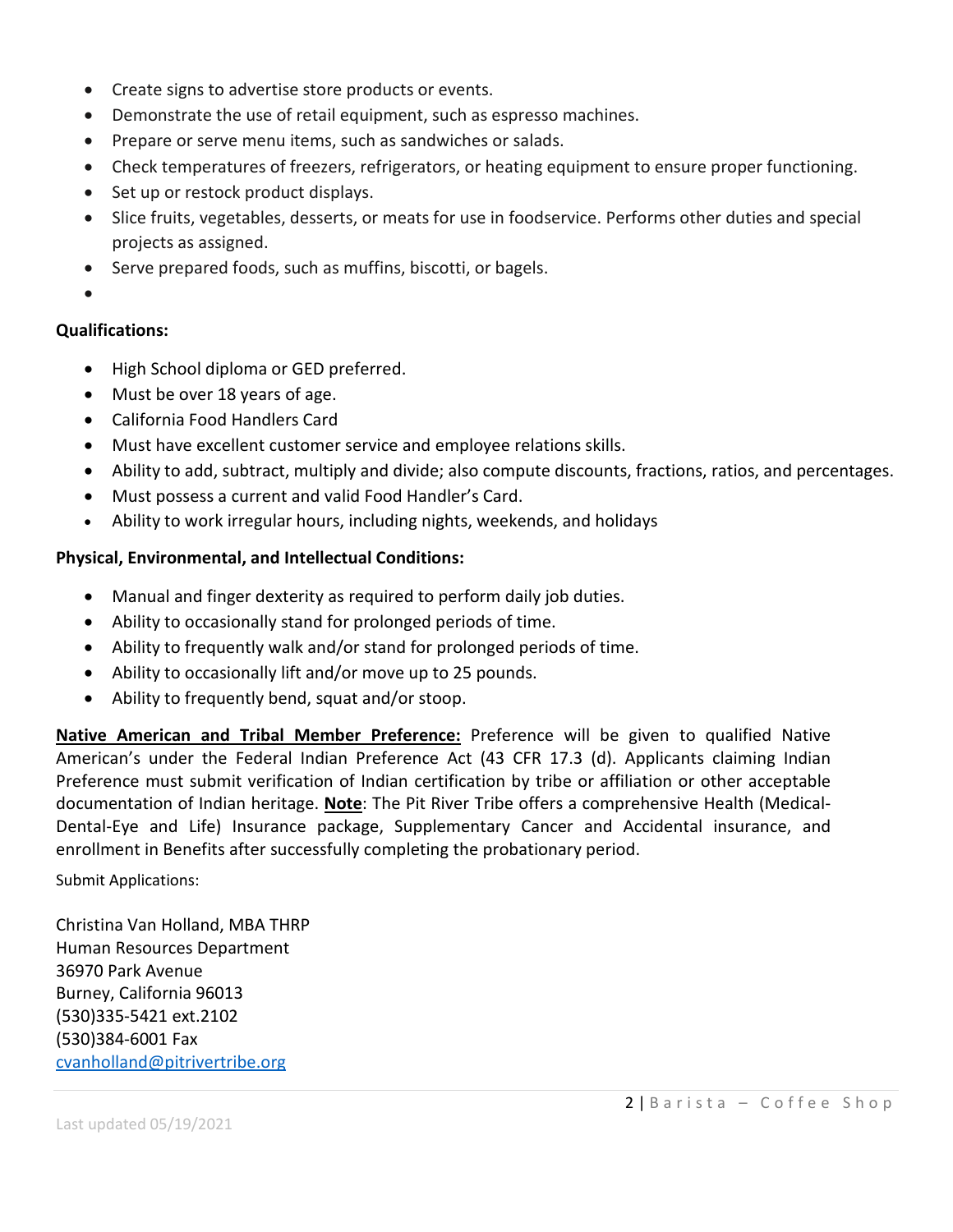- Create signs to advertise store products or events.
- Demonstrate the use of retail equipment, such as espresso machines.
- Prepare or serve menu items, such as sandwiches or salads.
- Check temperatures of freezers, refrigerators, or heating equipment to ensure proper functioning.
- Set up or restock product displays.
- Slice fruits, vegetables, desserts, or meats for use in foodservice. Performs other duties and special projects as assigned.
- Serve prepared foods, such as muffins, biscotti, or bagels.

**Qualifications:**

- High School diploma or GED preferred.
- Must be over 18 years of age.
- California Food Handlers Card
- Must have excellent customer service and employee relations skills.
- Ability to add, subtract, multiply and divide; also compute discounts, fractions, ratios, and percentages.
- Must possess a current and valid Food Handler's Card.
- Ability to work irregular hours, including nights, weekends, and holidays

**Physical, Environmental, and Intellectual Conditions:**

- Manual and finger dexterity as required to perform daily job duties.
- Ability to occasionally stand for prolonged periods of time.
- Ability to frequently walk and/or stand for prolonged periods of time.
- Ability to occasionally lift and/or move up to 25 pounds.
- Ability to frequently bend, squat and/or stoop.

**Native American and Tribal Member Preference:** Preference will be given to qualified Native American's under the Federal Indian Preference Act (43 CFR 17.3 (d). Applicants claiming Indian Preference must submit verification of Indian certification by tribe or affiliation or other acceptable documentation of Indian heritage. **Note**: The Pit River Tribe offers a comprehensive Health (Medical-Dental-Eye and Life) Insurance package, Supplementary Cancer and Accidental insurance, and enrollment in Benefits after successfully completing the probationary period.

Submit Applications:

Christina Van Holland, MBA THRP
Human Resources Department
36970 Park Avenue
Burney, California 96013
(530)335-5421 ext.2102
(530)384-6001 Fax
cvanholland@pitrivertribe.org

Last updated 05/19/2021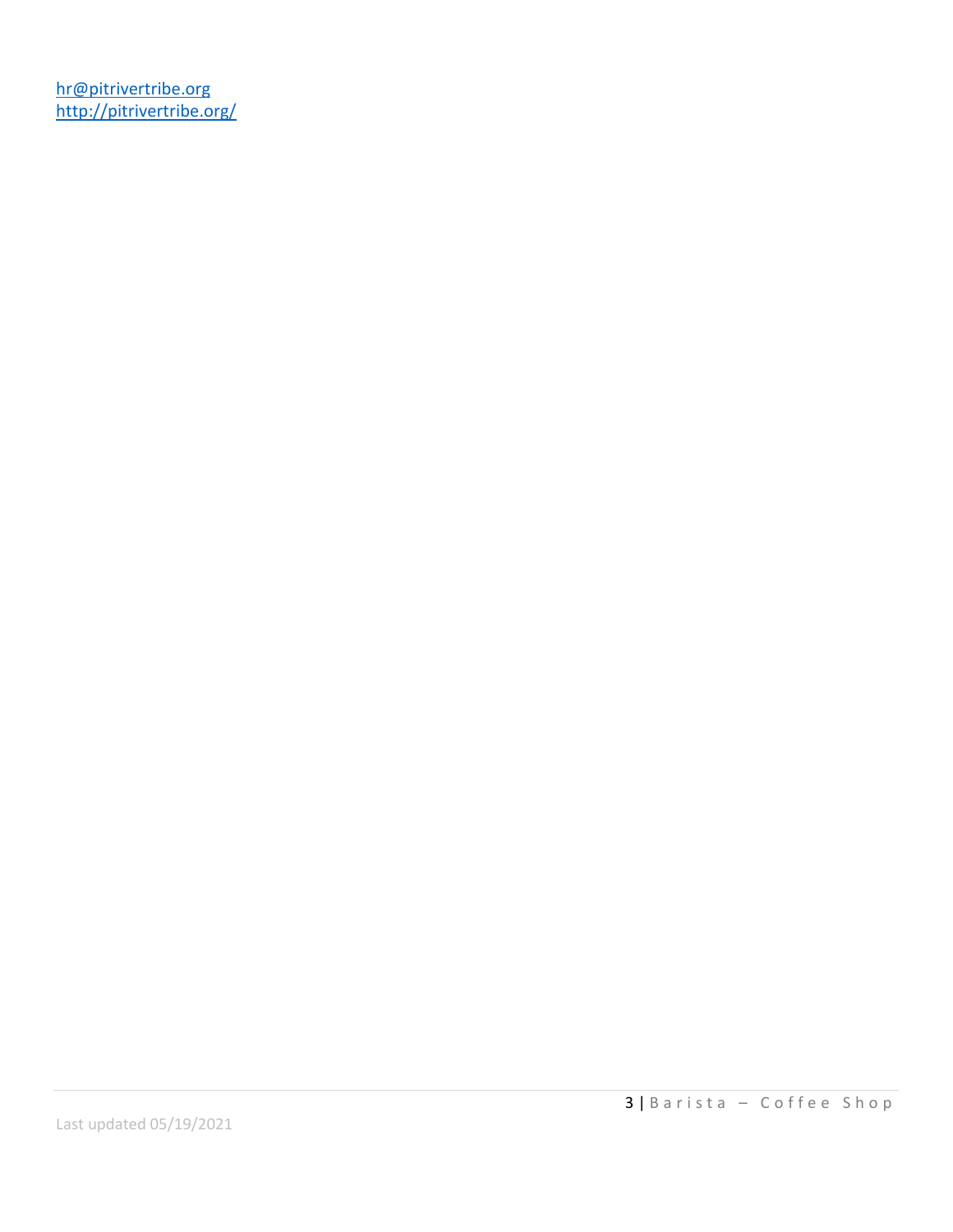hr@pitrivertribe.org
http://pitrivertribe.org/